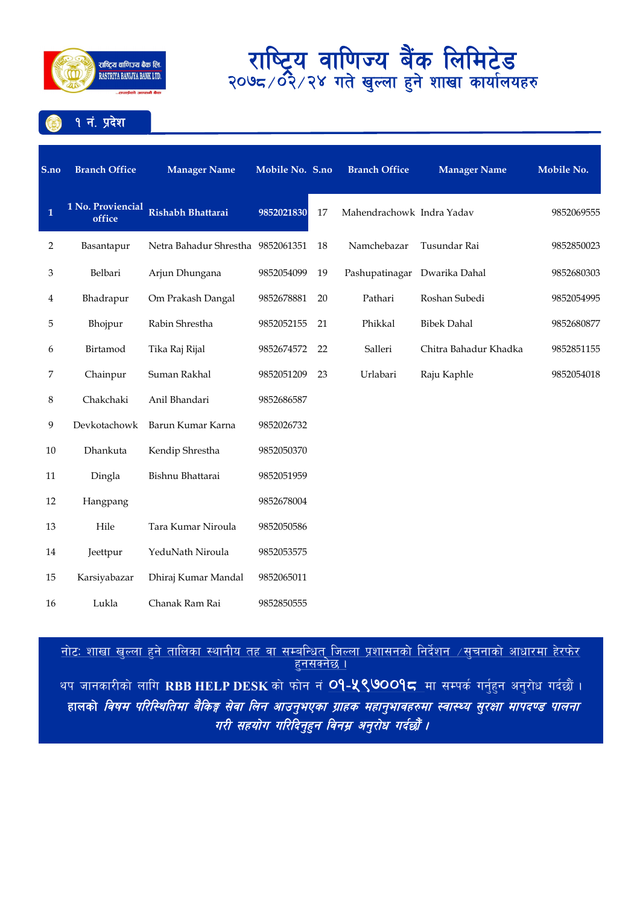राष्ट्रिय वाणिज्य बैंक लि.
RASTRIYA BANIJYA BANK LTD.

# राष्ट्रिय वाणिज्य बैंक लिमिटेड

## २०७८/०२/२४ गते खुल्ला हुने शाखा कार्यालयहरु

### १ नं. प्रदेश

| S.no | Branch Office | Manager Name | Mobile No. | S.no | Branch Office | Manager Name | Mobile No. |
|---|---|---|---|---|---|---|---|
| 1 | 1 No. Provincial office | Rishabh Bhattarai | 9852021830 | 17 | Mahendrachowk | Indra Yadav | 9852069555 |
| 2 | Basantapur | Netra Bahadur Shrestha | 9852061351 | 18 | Namchebazar | Tusundar Rai | 9852850023 |
| 3 | Belbari | Arjun Dhungana | 9852054099 | 19 | Pashupatinagar | Dwarika Dahal | 9852680303 |
| 4 | Bhadrapur | Om Prakash Dangal | 9852678881 | 20 | Pathari | Roshan Subedi | 9852054995 |
| 5 | Bhojpur | Rabin Shrestha | 9852052155 | 21 | Phikkal | Bibek Dahal | 9852680877 |
| 6 | Birtamod | Tika Raj Rijal | 9852674572 | 22 | Salleri | Chitra Bahadur Khadka | 9852851155 |
| 7 | Chainpur | Suman Rakhal | 9852051209 | 23 | Urlabari | Raju Kaphle | 9852054018 |
| 8 | Chakchaki | Anil Bhandari | 9852686587 | | | | |
| 9 | Devkotachowk | Barun Kumar Karna | 9852026732 | | | | |
| 10 | Dhankuta | Kendip Shrestha | 9852050370 | | | | |
| 11 | Dingla | Bishnu Bhattarai | 9852051959 | | | | |
| 12 | Hangpang | | 9852678004 | | | | |
| 13 | Hile | Tara Kumar Niroula | 9852050586 | | | | |
| 14 | Jeettpur | YeduNath Niroula | 9852053575 | | | | |
| 15 | Karsiyabazar | Dhiraj Kumar Mandal | 9852065011 | | | | |
| 16 | Lukla | Chanak Ram Rai | 9852850555 | | | | |

नोटः शाखा खुल्ला हुने तालिका स्थानीय तह वा सम्बन्धित जिल्ला प्रशासनको निर्देशन /सुचनाको आधारमा हेरफेर हुनसक्नेछ ।

थप जानकारीको लागि **RBB HELP DESK** को फोन नं ०१-५९७००१८ मा सम्पर्क गर्नुहुन अनुरोध गर्दछौं ।

**हालको *विषम परिस्थितिमा बैंकिङ्ग सेवा लिन आउनुभएका ग्राहक महानुभावहरुमा स्वास्थ्य सुरक्षा मापदण्ड पालना गरी सहयोग गरिदिनुहुन विनम्र अनुरोध गर्दछौं ।***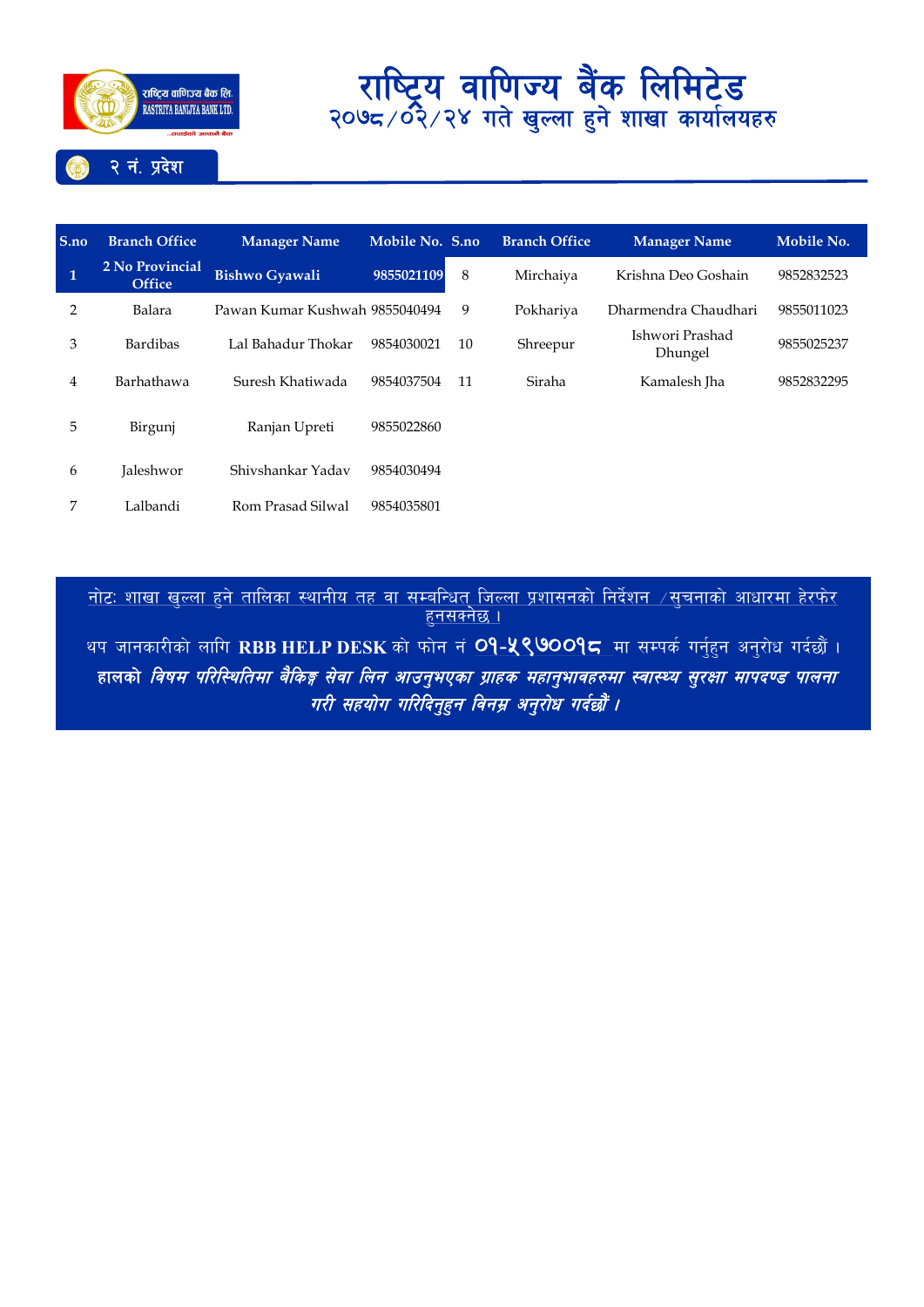# राष्ट्रिय वाणिज्य बैंक लिमिटेड

## २०७८/०२/२४ गते खुल्ला हुने शाखा कार्यालयहरु

### २ नं. प्रदेश

| S.no | Branch Office | Manager Name | Mobile No. | S.no | Branch Office | Manager Name | Mobile No. |
|---|---|---|---|---|---|---|---|
| **1** | **2 No Provincial Office** | **Bishwo Gyawali** | **9855021109** | 8 | Mirchaiya | Krishna Deo Goshain | 9852832523 |
| 2 | Balara | Pawan Kumar Kushwah | 9855040494 | 9 | Pokhariya | Dharmendra Chaudhari | 9855011023 |
| 3 | Bardibas | Lal Bahadur Thokar | 9854030021 | 10 | Shreepur | Ishwori Prashad Dhungel | 9855025237 |
| 4 | Barhathawa | Suresh Khatiwada | 9854037504 | 11 | Siraha | Kamalesh Jha | 9852832295 |
| 5 | Birgunj | Ranjan Upreti | 9855022860 | | | | |
| 6 | Jaleshwor | Shivshankar Yadav | 9854030494 | | | | |
| 7 | Lalbandi | Rom Prasad Silwal | 9854035801 | | | | |

नोटः शाखा खुल्ला हुने तालिका स्थानीय तह वा सम्बन्धित जिल्ला प्रशासनको निर्देशन /सुचनाको आधारमा हेरफेर हुनसक्नेछ ।

थप जानकारीको लागि **RBB HELP DESK** को फोन नं ०१-५९७००१८ मा सम्पर्क गर्नुहुन अनुरोध गर्दछौं ।

**हालको *विषम परिस्थितिमा बैंकिङ्ग सेवा लिन आउनुभएका ग्राहक महानुभावहरुमा स्वास्थ्य सुरक्षा मापदण्ड पालना गरी सहयोग गरिदिनुहुन विनम्र अनुरोध गर्दछौं ।***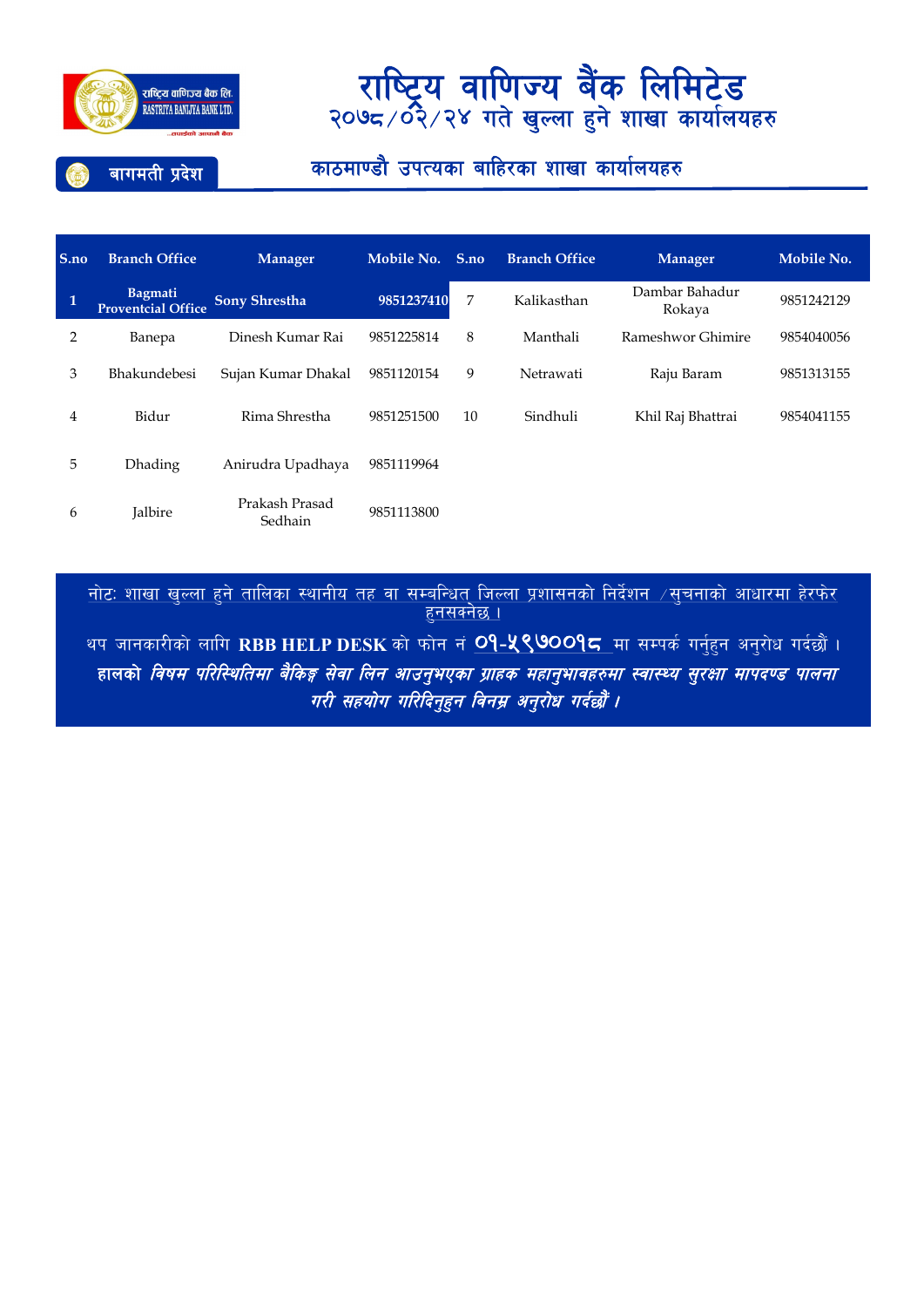राष्ट्रिय वाणिज्य बैंक लि.
RASTRIYA BANIJYA BANK LTD.

# राष्ट्रिय वाणिज्य बैंक लिमिटेड

## २०७८/०२/२४ गते खुल्ला हुने शाखा कार्यालयहरु

**बागमती प्रदेश**

### काठमाण्डौ उपत्यका बाहिरका शाखा कार्यालयहरु

| S.no | Branch Office | Manager | Mobile No. | S.no | Branch Office | Manager | Mobile No. |
|---|---|---|---|---|---|---|---|
| **1** | **Bagmati Proventcial Office** | **Sony Shrestha** | **9851237410** | 7 | Kalikasthan | Dambar Bahadur Rokaya | 9851242129 |
| 2 | Banepa | Dinesh Kumar Rai | 9851225814 | 8 | Manthali | Rameshwor Ghimire | 9854040056 |
| 3 | Bhakundebesi | Sujan Kumar Dhakal | 9851120154 | 9 | Netrawati | Raju Baram | 9851313155 |
| 4 | Bidur | Rima Shrestha | 9851251500 | 10 | Sindhuli | Khil Raj Bhattrai | 9854041155 |
| 5 | Dhading | Anirudra Upadhaya | 9851119964 | | | | |
| 6 | Jalbire | Prakash Prasad Sedhain | 9851113800 | | | | |

नोटः शाखा खुल्ला हुने तालिका स्थानीय तह वा सम्बन्धित जिल्ला प्रशासनको निर्देशन /सुचनाको आधारमा हेरफेर हुनसक्नेछ ।

थप जानकारीको लागि **RBB HELP DESK** को फोन नं **०१-५९७००१८** मा सम्पर्क गर्नुहुन अनुरोध गर्दछौं ।

***हालको विषम परिस्थितिमा बैंकिङ्ग सेवा लिन आउनुभएका ग्राहक महानुभावहरुमा स्वास्थ्य सुरक्षा मापदण्ड पालना गरी सहयोग गरिदिनुहुन विनम्र अनुरोध गर्दछौं ।***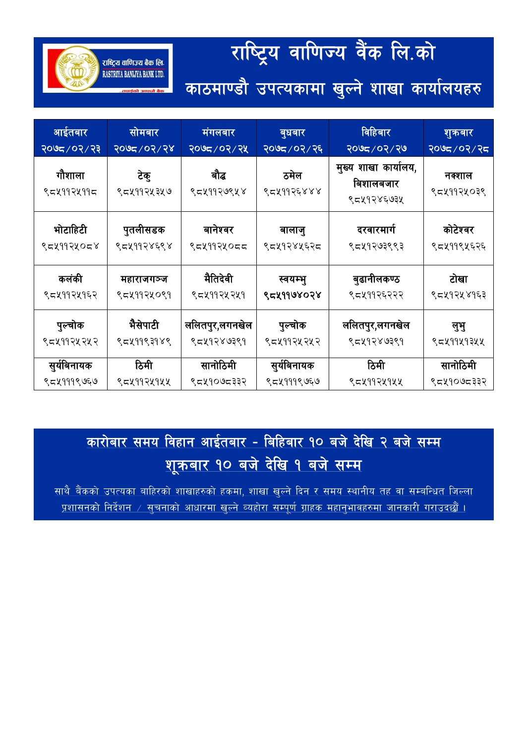राष्ट्रिय वाणिज्य बैंक लि.
RASTRIYA BANIJYA BANK LTD.
...तपाईंको आफ्नो बैंक

# राष्ट्रिय वाणिज्य बैंक लि.को

## काठमाण्डौ उपत्यकामा खुल्ने शाखा कार्यालयहरु

| आईतबार २०७८/०२/२३ | सोमबार २०७८/०२/२४ | मंगलबार २०७८/०२/२५ | बुधबार २०७८/०२/२६ | विहिबार २०७८/०२/२७ | शुक्रबार २०७८/०२/२८ |
|---|---|---|---|---|---|
| गौशाला ९८५११२५११८ | टेकु ९८५११२५३५७ | बौद्ध ९८५११२७९५४ | ठमेल ९८५११२६४४४ | मुख्य शाखा कार्यालय, बिशालबजार ९८५१२४६७३५ | नक्शाल ९८५११२५०३९ |
| भोटाहिटी ९८५११२५०८४ | पुतलीसडक ९८५११२४६९४ | बानेश्वर ९८५११२५०८८ | बालाजु ९८५१२४५६२८ | दरवारमार्ग ९८५१२७३९९३ | कोटेश्वर ९८५११९५६२६ |
| कलंकी ९८५११२५१६२ | महाराजगञ्ज ९८५११२५०९१ | मैतिदेवी ९८५११२५२५१ | स्वयम्भु ९८५११७४०२४ | बुढानीलकण्ठ ९८५११२६२२२ | टोखा ९८५१२५४१६३ |
| पुल्चोक ९८५११२५२५२ | भैसेपाटी ९८५११९३१४९ | ललितपुर,लगनखेल ९८५१२४७३९१ | पुल्चोक ९८५११२५२५२ | ललितपुर,लगनखेल ९८५१२४७३९१ | लुभु ९८५११५१३५५ |
| सुर्यबिनायक ९८५१११९७६७ | ठिमी ९८५११२५१५५ | सानोठिमी ९८५१०७८३३२ | सुर्यबिनायक ९८५१११९७६७ | ठिमी ९८५११२५१५५ | सानोठिमी ९८५१०७८३३२ |

**कारोबार समय विहान आईतबार - बिहिबार १० बजे देखि २ बजे सम्म**

**शूक्रबार १० बजे देखि १ बजे सम्म**

साथै बैंकको उपत्यका बाहिरको शाखाहरुको हकमा, शाखा खुल्ने दिन र समय स्थानीय तह वा सम्बन्धित जिल्ला प्रशासनको निर्देशन / सुचनाको आधारमा खुल्ने व्यहोरा सम्पूर्ण ग्राहक महानुभावहरुमा जानकारी गराउदछौं ।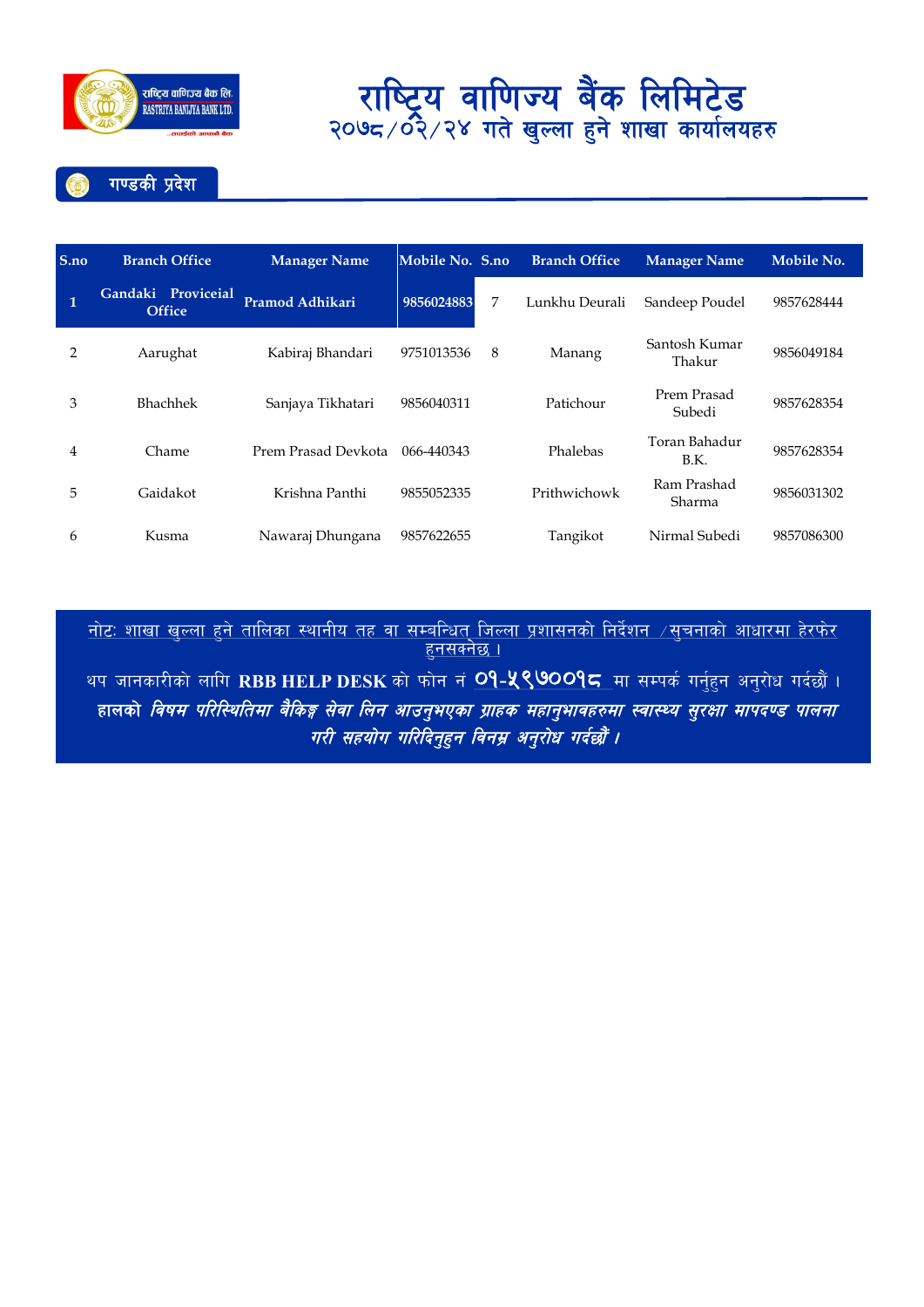# राष्ट्रिय वाणिज्य बैंक लिमिटेड

## २०७८/०२/२४ गते खुल्ला हुने शाखा कार्यालयहरु

### गण्डकी प्रदेश

| S.no | Branch Office | Manager Name | Mobile No. | S.no | Branch Office | Manager Name | Mobile No. |
|---|---|---|---|---|---|---|---|
| 1 | Gandaki Proviceial Office | Pramod Adhikari | 9856024883 | 7 | Lunkhu Deurali | Sandeep Poudel | 9857628444 |
| 2 | Aarughat | Kabiraj Bhandari | 9751013536 | 8 | Manang | Santosh Kumar Thakur | 9856049184 |
| 3 | Bhachhek | Sanjaya Tikhatari | 9856040311 | | Patichour | Prem Prasad Subedi | 9857628354 |
| 4 | Chame | Prem Prasad Devkota | 066-440343 | | Phalebas | Toran Bahadur B.K. | 9857628354 |
| 5 | Gaidakot | Krishna Panthi | 9855052335 | | Prithwichowk | Ram Prashad Sharma | 9856031302 |
| 6 | Kusma | Nawaraj Dhungana | 9857622655 | | Tangikot | Nirmal Subedi | 9857086300 |

नोटः शाखा खुल्ला हुने तालिका स्थानीय तह वा सम्बन्धित जिल्ला प्रशासनको निर्देशन /सुचनाको आधारमा हेरफेर हुनसक्नेछ ।

थप जानकारीको लागि **RBB HELP DESK** को फोन नं **०१-५९७००१८** मा सम्पर्क गर्नुहुन अनुरोध गर्दछौं ।

**हालको *विषम परिस्थितिमा बैंकिङ्ग सेवा लिन आउनुभएका ग्राहक महानुभावहरुमा स्वास्थ्य सुरक्षा मापदण्ड पालना गरी सहयोग गरिदिनुहुन विनम्र अनुरोध गर्दछौं ।***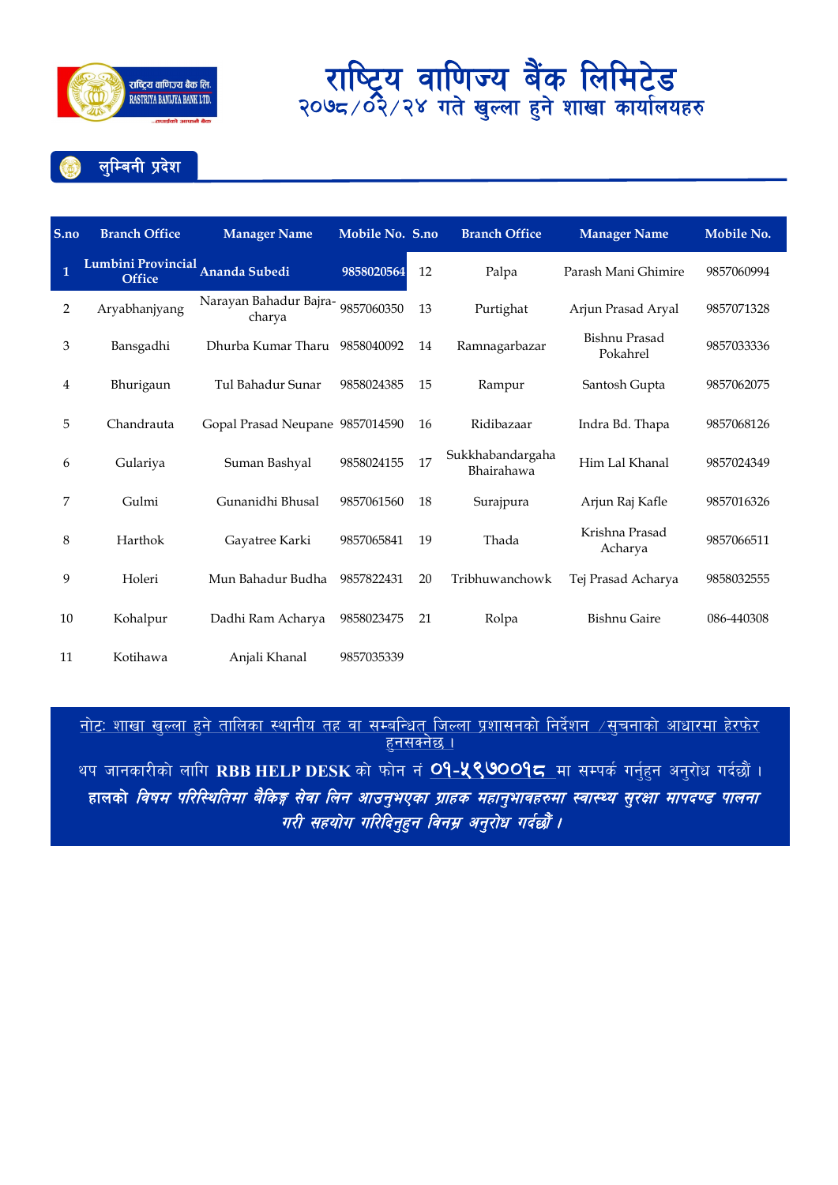# राष्ट्रिय वाणिज्य बैंक लिमिटेड

## २०७८/०२/२४ गते खुल्ला हुने शाखा कार्यालयहरु

### लुम्बिनी प्रदेश

| S.no | Branch Office | Manager Name | Mobile No. | S.no | Branch Office | Manager Name | Mobile No. |
|---|---|---|---|---|---|---|---|
| **1** | **Lumbini Provincial Office** | **Ananda Subedi** | **9858020564** | 12 | Palpa | Parash Mani Ghimire | 9857060994 |
| 2 | Aryabhanjyang | Narayan Bahadur Bajra-charya | 9857060350 | 13 | Purtighat | Arjun Prasad Aryal | 9857071328 |
| 3 | Bansgadhi | Dhurba Kumar Tharu | 9858040092 | 14 | Ramnagarbazar | Bishnu Prasad Pokahrel | 9857033336 |
| 4 | Bhurigaun | Tul Bahadur Sunar | 9858024385 | 15 | Rampur | Santosh Gupta | 9857062075 |
| 5 | Chandrauta | Gopal Prasad Neupane | 9857014590 | 16 | Ridibazaar | Indra Bd. Thapa | 9857068126 |
| 6 | Gulariya | Suman Bashyal | 9858024155 | 17 | Sukkhabandargaha Bhairahawa | Him Lal Khanal | 9857024349 |
| 7 | Gulmi | Gunanidhi Bhusal | 9857061560 | 18 | Surajpura | Arjun Raj Kafle | 9857016326 |
| 8 | Harthok | Gayatree Karki | 9857065841 | 19 | Thada | Krishna Prasad Acharya | 9857066511 |
| 9 | Holeri | Mun Bahadur Budha | 9857822431 | 20 | Tribhuwanchowk | Tej Prasad Acharya | 9858032555 |
| 10 | Kohalpur | Dadhi Ram Acharya | 9858023475 | 21 | Rolpa | Bishnu Gaire | 086-440308 |
| 11 | Kotihawa | Anjali Khanal | 9857035339 | | | | |

नोटः शाखा खुल्ला हुने तालिका स्थानीय तह वा सम्बन्धित जिल्ला प्रशासनको निर्देशन /सुचनाको आधारमा हेरफेर हुनसक्नेछ ।

थप जानकारीको लागि **RBB HELP DESK** को फोन नं **०१-५९७००१८** मा सम्पर्क गर्नुहुन अनुरोध गर्दछौं ।

**हालको *विषम परिस्थितिमा बैकिङ्ग सेवा लिन आउनुभएका ग्राहक महानुभावहरुमा स्वास्थ्य सुरक्षा मापदण्ड पालना गरी सहयोग गरिदिनुहुन विनम्र अनुरोध गर्दछौं ।***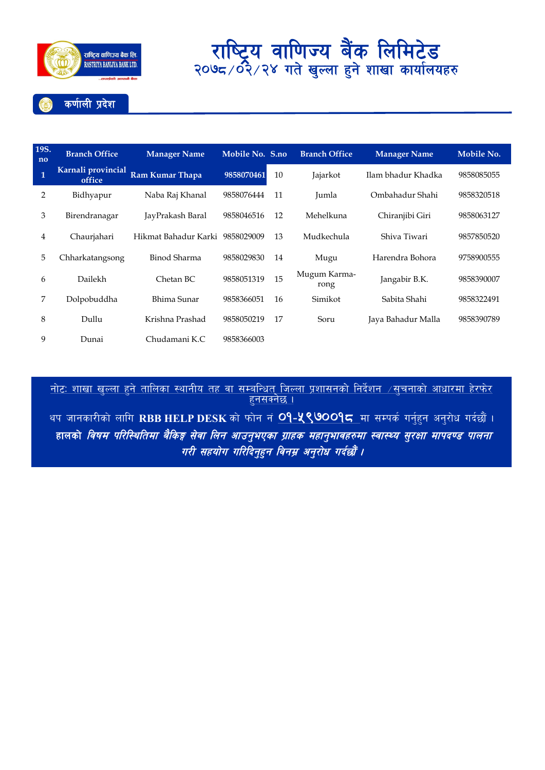# राष्ट्रिय वाणिज्य बैंक लिमिटेड

## २०७८/०२/२४ गते खुल्ला हुने शाखा कार्यालयहरु

### कर्णाली प्रदेश

| 19S. no | Branch Office | Manager Name | Mobile No. | S.no | Branch Office | Manager Name | Mobile No. |
|---|---|---|---|---|---|---|---|
| 1 | Karnali provincial office | Ram Kumar Thapa | 9858070461 | 10 | Jajarkot | Ilam bhadur Khadka | 9858085055 |
| 2 | Bidhyapur | Naba Raj Khanal | 9858076444 | 11 | Jumla | Ombahadur Shahi | 9858320518 |
| 3 | Birendranagar | JayPrakash Baral | 9858046516 | 12 | Mehelkuna | Chiranjibi Giri | 9858063127 |
| 4 | Chaurjahari | Hikmat Bahadur Karki | 9858029009 | 13 | Mudkechula | Shiva Tiwari | 9857850520 |
| 5 | Chharkatangsong | Binod Sharma | 9858029830 | 14 | Mugu | Harendra Bohora | 9758900555 |
| 6 | Dailekh | Chetan BC | 9858051319 | 15 | Mugum Karma-rong | Jangabir B.K. | 9858390007 |
| 7 | Dolpobuddha | Bhima Sunar | 9858366051 | 16 | Simikot | Sabita Shahi | 9858322491 |
| 8 | Dullu | Krishna Prashad | 9858050219 | 17 | Soru | Jaya Bahadur Malla | 9858390789 |
| 9 | Dunai | Chudamani K.C | 9858366003 | | | | |

नोटः शाखा खुल्ला हुने तालिका स्थानीय तह वा सम्बन्धित जिल्ला प्रशासनको निर्देशन /सुचनाको आधारमा हेरफेर हुनसक्नेछ ।

थप जानकारीको लागि **RBB HELP DESK** को फोन नं **०१-५९७००१८** मा सम्पर्क गर्नुहुन अनुरोध गर्दछौं ।

***हालको विषम परिस्थितिमा बैकिङ्ग सेवा लिन आउनुभएका ग्राहक महानुभावहरुमा स्वास्थ्य सुरक्षा मापदण्ड पालना गरी सहयोग गरिदिनुहुन विनम्र अनुरोध गर्दछौं ।***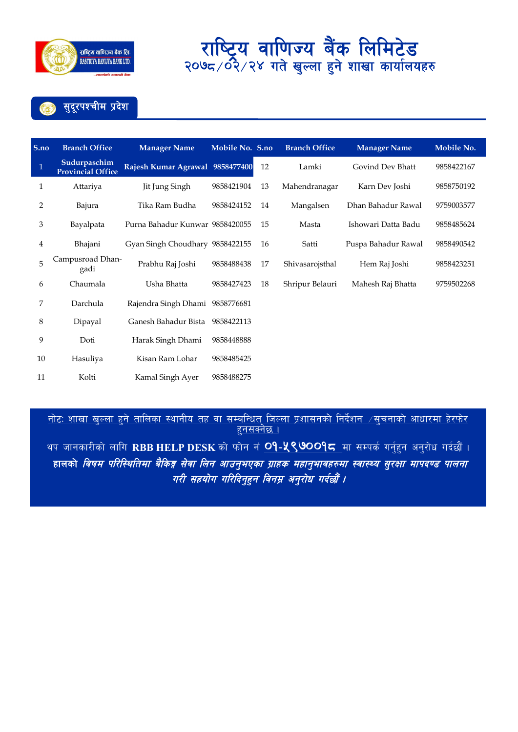# राष्ट्रिय वाणिज्य बैंक लिमिटेड
## २०७८/०२/२४ गते खुल्ला हुने शाखा कार्यालयहरु

## सुदूरपश्चीम प्रदेश

| S.no | Branch Office | Manager Name | Mobile No. | S.no | Branch Office | Manager Name | Mobile No. |
|---|---|---|---|---|---|---|---|
| 1 | **Sudurpaschim Provincial Office** | **Rajesh Kumar Agrawal** | **9858477400** | 12 | Lamki | Govind Dev Bhatt | 9858422167 |
| 1 | Attariya | Jit Jung Singh | 9858421904 | 13 | Mahendranagar | Karn Dev Joshi | 9858750192 |
| 2 | Bajura | Tika Ram Budha | 9858424152 | 14 | Mangalsen | Dhan Bahadur Rawal | 9759003577 |
| 3 | Bayalpata | Purna Bahadur Kunwar | 9858420055 | 15 | Masta | Ishowari Datta Badu | 9858485624 |
| 4 | Bhajani | Gyan Singh Choudhary | 9858422155 | 16 | Satti | Puspa Bahadur Rawal | 9858490542 |
| 5 | Campusroad Dhan-gadi | Prabhu Raj Joshi | 9858488438 | 17 | Shivasarojsthal | Hem Raj Joshi | 9858423251 |
| 6 | Chaumala | Usha Bhatta | 9858427423 | 18 | Shripur Belauri | Mahesh Raj Bhatta | 9759502268 |
| 7 | Darchula | Rajendra Singh Dhami | 9858776681 | | | | |
| 8 | Dipayal | Ganesh Bahadur Bista | 9858422113 | | | | |
| 9 | Doti | Harak Singh Dhami | 9858448888 | | | | |
| 10 | Hasuliya | Kisan Ram Lohar | 9858485425 | | | | |
| 11 | Kolti | Kamal Singh Ayer | 9858488275 | | | | |

नोटः शाखा खुल्ला हुने तालिका स्थानीय तह वा सम्बन्धित जिल्ला प्रशासनको निर्देशन /सुचनाको आधारमा हेरफेर हुनसक्नेछ ।

थप जानकारीको लागि **RBB HELP DESK** को फोन नं ०१-५९७००१८ मा सम्पर्क गर्नुहुन अनुरोध गर्दछौं ।

**हालको *विषम परिस्थितिमा बैंकिङ्ग सेवा लिन आउनुभएका ग्राहक महानुभावहरुमा स्वास्थ्य सुरक्षा मापदण्ड पालना गरी सहयोग गरिदिनुहुन विनम्र अनुरोध गर्दछौं ।***